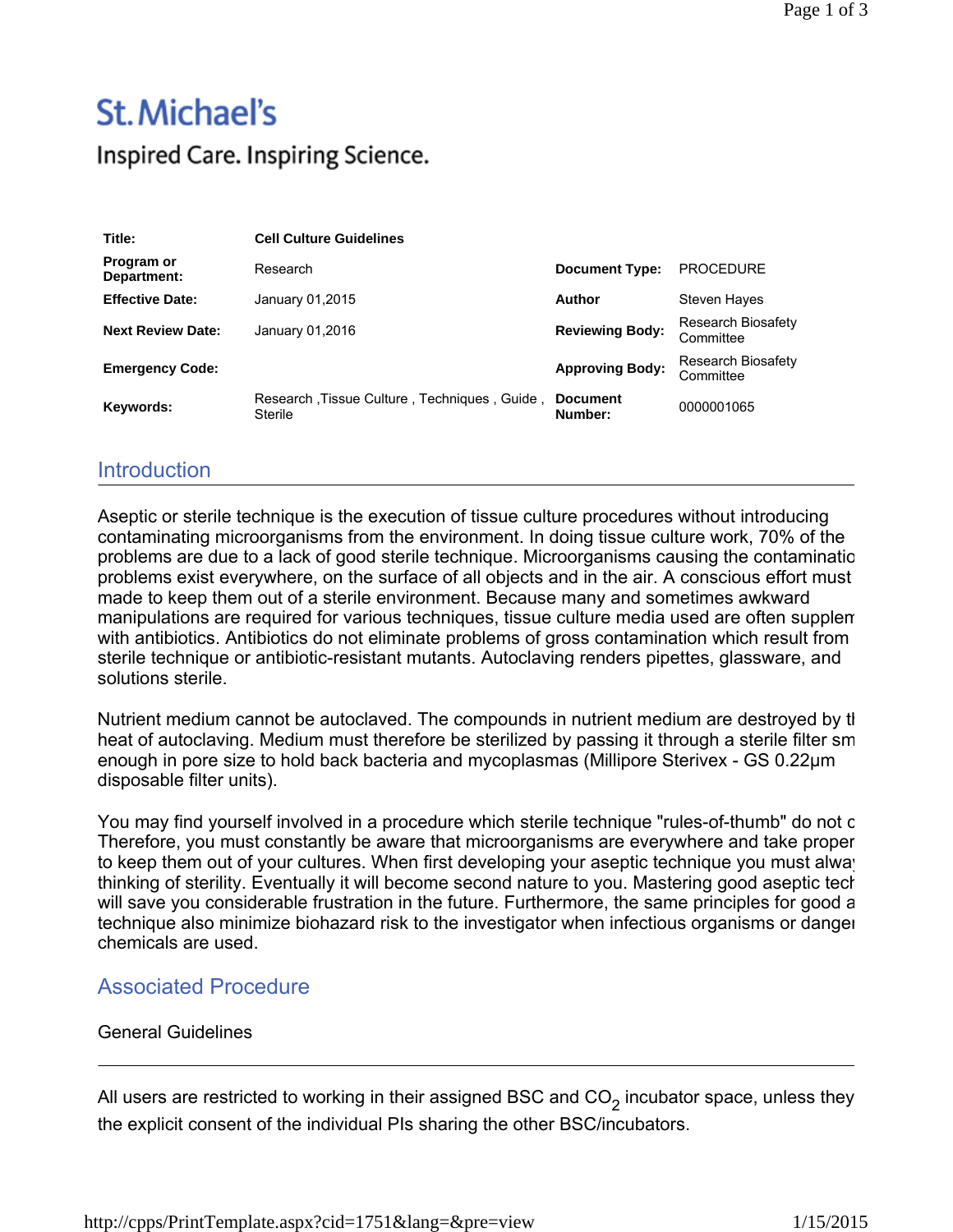St. Michael's

Inspired Care. Inspiring Science.

| | | | |
|---|---|---|---|
| **Title:** | **Cell Culture Guidelines** | | |
| **Program or Department:** | Research | **Document Type:** | PROCEDURE |
| **Effective Date:** | January 01,2015 | **Author** | Steven Hayes |
| **Next Review Date:** | January 01,2016 | **Reviewing Body:** | Research Biosafety Committee |
| **Emergency Code:** | | **Approving Body:** | Research Biosafety Committee |
| **Keywords:** | Research ,Tissue Culture , Techniques , Guide , Sterile | **Document Number:** | 0000001065 |

## Introduction

Aseptic or sterile technique is the execution of tissue culture procedures without introducing contaminating microorganisms from the environment. In doing tissue culture work, 70% of the problems are due to a lack of good sterile technique. Microorganisms causing the contaminatio problems exist everywhere, on the surface of all objects and in the air. A conscious effort must made to keep them out of a sterile environment. Because many and sometimes awkward manipulations are required for various techniques, tissue culture media used are often supplem with antibiotics. Antibiotics do not eliminate problems of gross contamination which result from sterile technique or antibiotic-resistant mutants. Autoclaving renders pipettes, glassware, and solutions sterile.

Nutrient medium cannot be autoclaved. The compounds in nutrient medium are destroyed by tl heat of autoclaving. Medium must therefore be sterilized by passing it through a sterile filter sm enough in pore size to hold back bacteria and mycoplasmas (Millipore Sterivex - GS 0.22µm disposable filter units).

You may find yourself involved in a procedure which sterile technique "rules-of-thumb" do not c Therefore, you must constantly be aware that microorganisms are everywhere and take proper to keep them out of your cultures. When first developing your aseptic technique you must alwa thinking of sterility. Eventually it will become second nature to you. Mastering good aseptic tecl will save you considerable frustration in the future. Furthermore, the same principles for good a technique also minimize biohazard risk to the investigator when infectious organisms or dange chemicals are used.

## Associated Procedure

General Guidelines

---

All users are restricted to working in their assigned BSC and $CO_2$ incubator space, unless they the explicit consent of the individual PIs sharing the other BSC/incubators.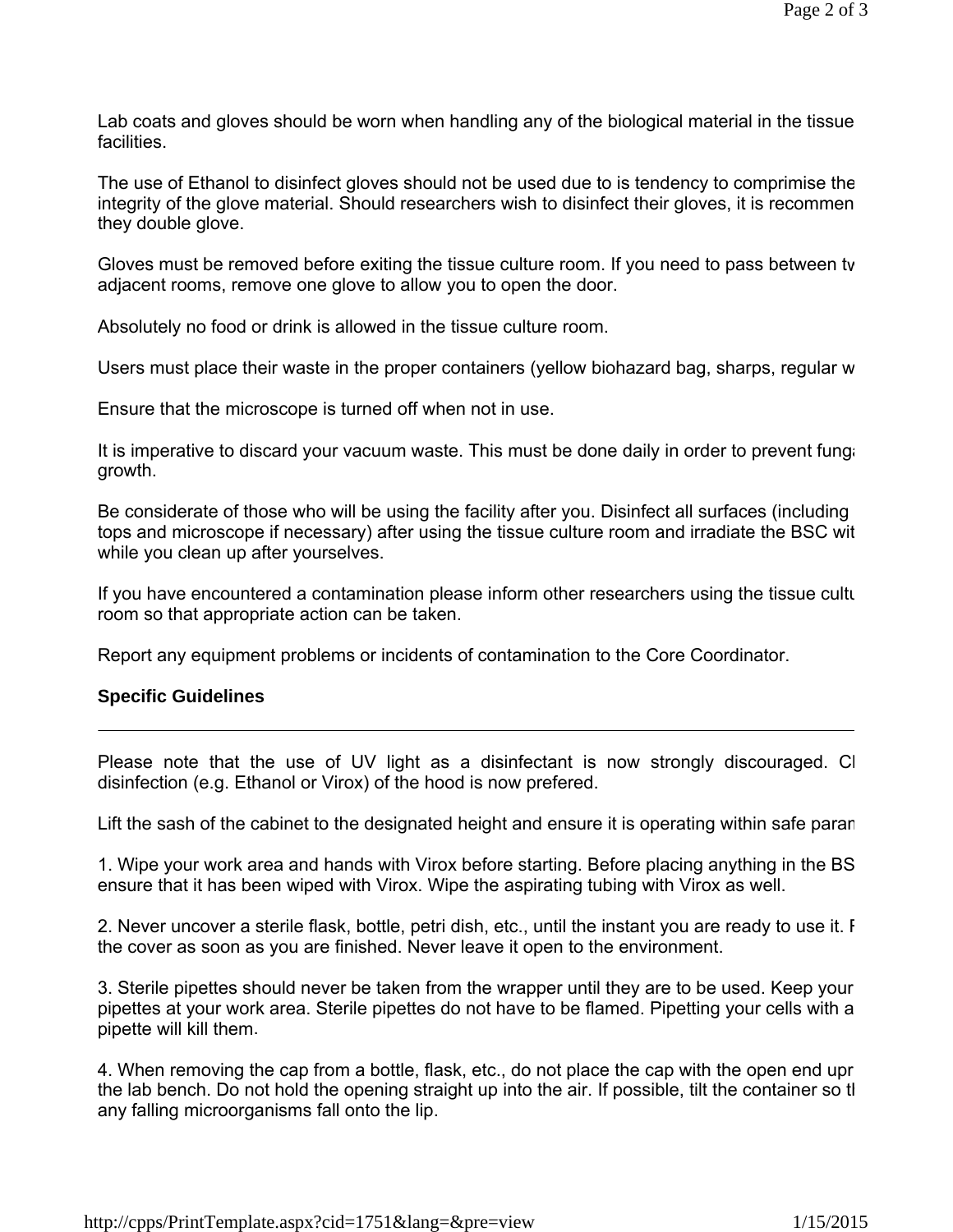Lab coats and gloves should be worn when handling any of the biological material in the tissue facilities.

The use of Ethanol to disinfect gloves should not be used due to is tendency to comprimise the integrity of the glove material. Should researchers wish to disinfect their gloves, it is recommen they double glove.

Gloves must be removed before exiting the tissue culture room. If you need to pass between tv adjacent rooms, remove one glove to allow you to open the door.

Absolutely no food or drink is allowed in the tissue culture room.

Users must place their waste in the proper containers (yellow biohazard bag, sharps, regular w

Ensure that the microscope is turned off when not in use.

It is imperative to discard your vacuum waste. This must be done daily in order to prevent fung growth.

Be considerate of those who will be using the facility after you. Disinfect all surfaces (including tops and microscope if necessary) after using the tissue culture room and irradiate the BSC wit while you clean up after yourselves.

If you have encountered a contamination please inform other researchers using the tissue cultu room so that appropriate action can be taken.

Report any equipment problems or incidents of contamination to the Core Coordinator.

**Specific Guidelines**

---

Please note that the use of UV light as a disinfectant is now strongly discouraged. Cl disinfection (e.g. Ethanol or Virox) of the hood is now prefered.

Lift the sash of the cabinet to the designated height and ensure it is operating within safe paran

1. Wipe your work area and hands with Virox before starting. Before placing anything in the BS ensure that it has been wiped with Virox. Wipe the aspirating tubing with Virox as well.

2. Never uncover a sterile flask, bottle, petri dish, etc., until the instant you are ready to use it. F the cover as soon as you are finished. Never leave it open to the environment.

3. Sterile pipettes should never be taken from the wrapper until they are to be used. Keep your pipettes at your work area. Sterile pipettes do not have to be flamed. Pipetting your cells with a pipette will kill them.

4. When removing the cap from a bottle, flask, etc., do not place the cap with the open end upr the lab bench. Do not hold the opening straight up into the air. If possible, tilt the container so tl any falling microorganisms fall onto the lip.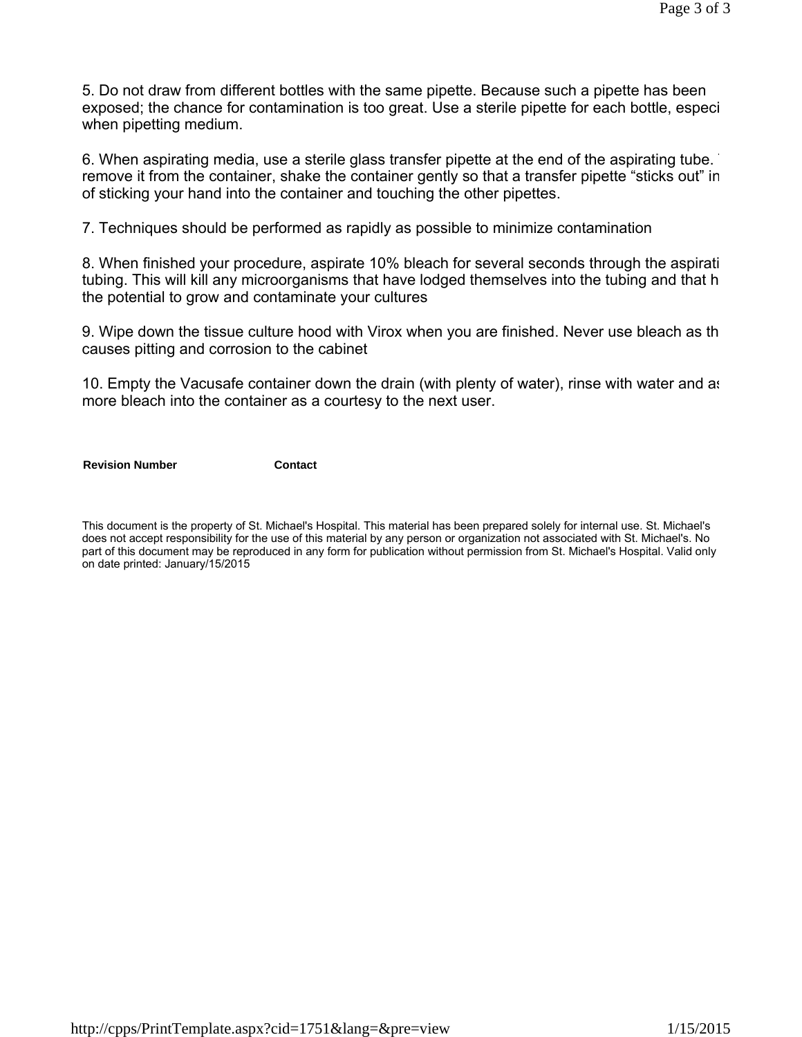5. Do not draw from different bottles with the same pipette. Because such a pipette has been exposed; the chance for contamination is too great. Use a sterile pipette for each bottle, especi when pipetting medium.

6. When aspirating media, use a sterile glass transfer pipette at the end of the aspirating tube. remove it from the container, shake the container gently so that a transfer pipette "sticks out" in of sticking your hand into the container and touching the other pipettes.

7. Techniques should be performed as rapidly as possible to minimize contamination

8. When finished your procedure, aspirate 10% bleach for several seconds through the aspirati tubing. This will kill any microorganisms that have lodged themselves into the tubing and that h the potential to grow and contaminate your cultures

9. Wipe down the tissue culture hood with Virox when you are finished. Never use bleach as th causes pitting and corrosion to the cabinet

10. Empty the Vacusafe container down the drain (with plenty of water), rinse with water and as more bleach into the container as a courtesy to the next user.

| Revision Number | Contact |
| --- | --- |

This document is the property of St. Michael's Hospital. This material has been prepared solely for internal use. St. Michael's does not accept responsibility for the use of this material by any person or organization not associated with St. Michael's. No part of this document may be reproduced in any form for publication without permission from St. Michael's Hospital. Valid only on date printed: January/15/2015